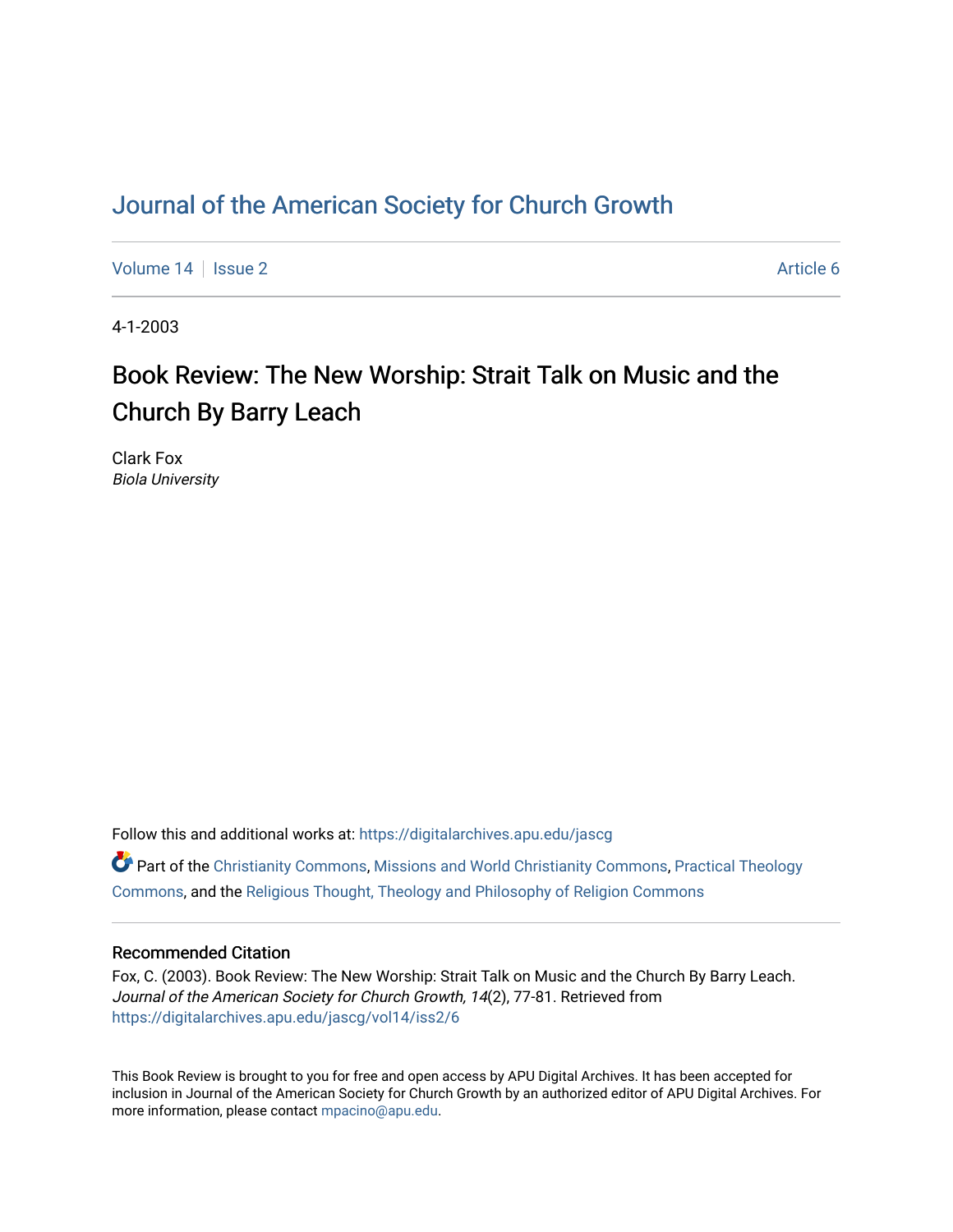# Journal of the American Society for Church Growth

Volume 14 | Issue 2 | Article 6

4-1-2003

## Book Review: The New Worship: Strait Talk on Music and the Church By Barry Leach

Clark Fox
*Biola University*

Follow this and additional works at: https://digitalarchives.apu.edu/jascg

Part of the Christianity Commons, Missions and World Christianity Commons, Practical Theology Commons, and the Religious Thought, Theology and Philosophy of Religion Commons

### Recommended Citation

Fox, C. (2003). Book Review: The New Worship: Strait Talk on Music and the Church By Barry Leach. *Journal of the American Society for Church Growth, 14*(2), 77-81. Retrieved from https://digitalarchives.apu.edu/jascg/vol14/iss2/6

This Book Review is brought to you for free and open access by APU Digital Archives. It has been accepted for inclusion in Journal of the American Society for Church Growth by an authorized editor of APU Digital Archives. For more information, please contact mpacino@apu.edu.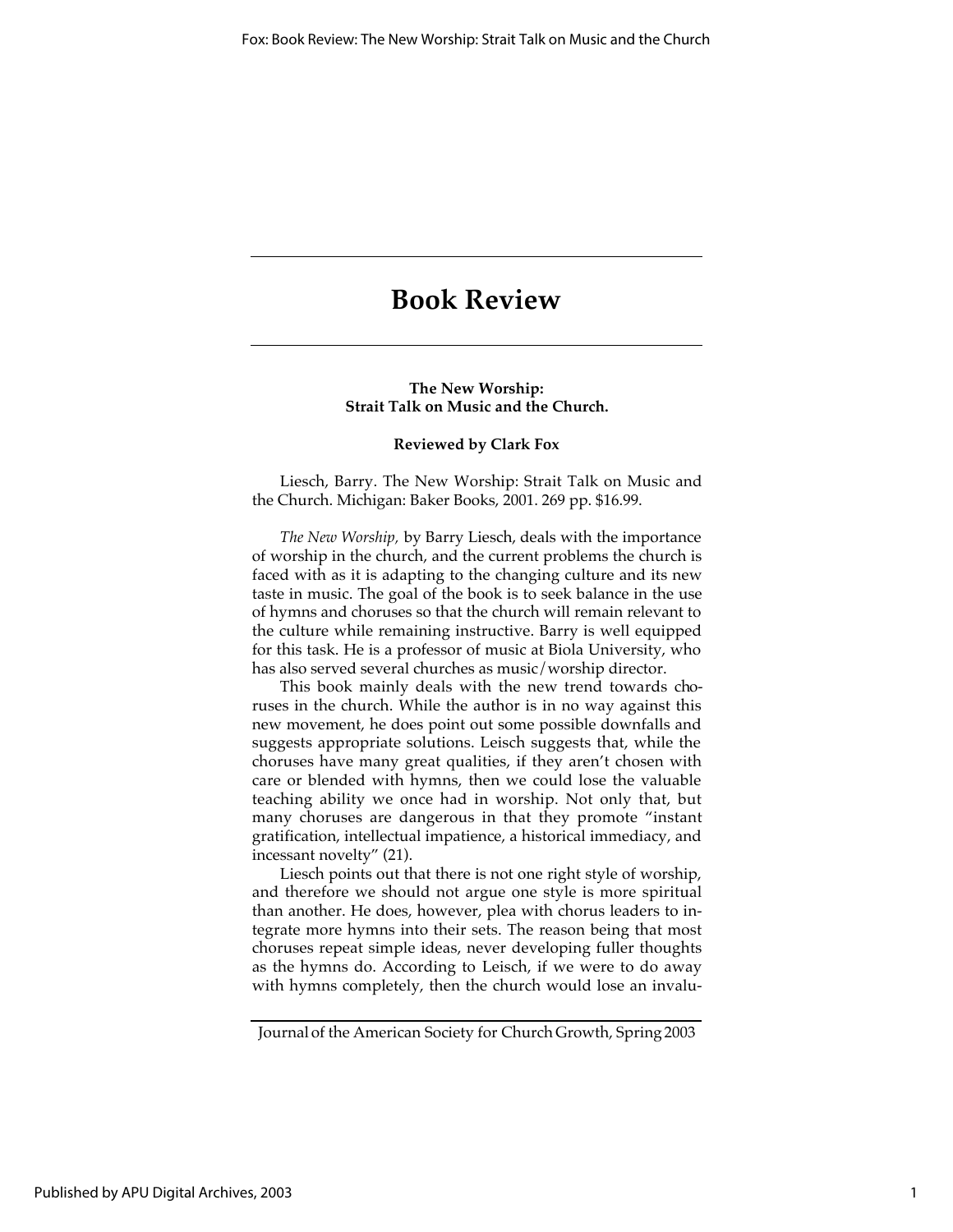# Book Review

**The New Worship: Strait Talk on Music and the Church.**

**Reviewed by Clark Fox**

Liesch, Barry. The New Worship: Strait Talk on Music and the Church. Michigan: Baker Books, 2001. 269 pp. $16.99.

*The New Worship,* by Barry Liesch, deals with the importance of worship in the church, and the current problems the church is faced with as it is adapting to the changing culture and its new taste in music. The goal of the book is to seek balance in the use of hymns and choruses so that the church will remain relevant to the culture while remaining instructive. Barry is well equipped for this task. He is a professor of music at Biola University, who has also served several churches as music/worship director.

This book mainly deals with the new trend towards choruses in the church. While the author is in no way against this new movement, he does point out some possible downfalls and suggests appropriate solutions. Leisch suggests that, while the choruses have many great qualities, if they aren't chosen with care or blended with hymns, then we could lose the valuable teaching ability we once had in worship. Not only that, but many choruses are dangerous in that they promote "instant gratification, intellectual impatience, a historical immediacy, and incessant novelty" (21).

Liesch points out that there is not one right style of worship, and therefore we should not argue one style is more spiritual than another. He does, however, plea with chorus leaders to integrate more hymns into their sets. The reason being that most choruses repeat simple ideas, never developing fuller thoughts as the hymns do. According to Leisch, if we were to do away with hymns completely, then the church would lose an invalu-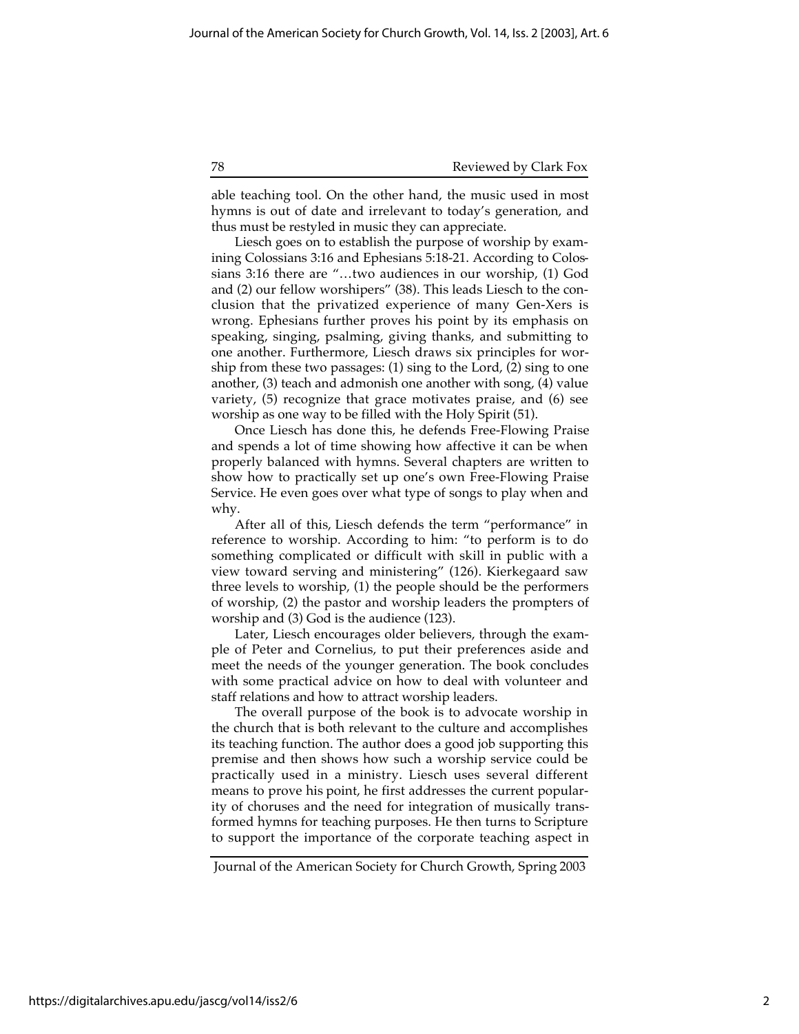able teaching tool. On the other hand, the music used in most hymns is out of date and irrelevant to today's generation, and thus must be restyled in music they can appreciate.

Liesch goes on to establish the purpose of worship by examining Colossians 3:16 and Ephesians 5:18-21. According to Colossians 3:16 there are "…two audiences in our worship, (1) God and (2) our fellow worshipers" (38). This leads Liesch to the conclusion that the privatized experience of many Gen-Xers is wrong. Ephesians further proves his point by its emphasis on speaking, singing, psalming, giving thanks, and submitting to one another. Furthermore, Liesch draws six principles for worship from these two passages: (1) sing to the Lord, (2) sing to one another, (3) teach and admonish one another with song, (4) value variety, (5) recognize that grace motivates praise, and (6) see worship as one way to be filled with the Holy Spirit (51).

Once Liesch has done this, he defends Free-Flowing Praise and spends a lot of time showing how affective it can be when properly balanced with hymns. Several chapters are written to show how to practically set up one's own Free-Flowing Praise Service. He even goes over what type of songs to play when and why.

After all of this, Liesch defends the term "performance" in reference to worship. According to him: "to perform is to do something complicated or difficult with skill in public with a view toward serving and ministering" (126). Kierkegaard saw three levels to worship, (1) the people should be the performers of worship, (2) the pastor and worship leaders the prompters of worship and (3) God is the audience (123).

Later, Liesch encourages older believers, through the example of Peter and Cornelius, to put their preferences aside and meet the needs of the younger generation. The book concludes with some practical advice on how to deal with volunteer and staff relations and how to attract worship leaders.

The overall purpose of the book is to advocate worship in the church that is both relevant to the culture and accomplishes its teaching function. The author does a good job supporting this premise and then shows how such a worship service could be practically used in a ministry. Liesch uses several different means to prove his point, he first addresses the current popularity of choruses and the need for integration of musically transformed hymns for teaching purposes. He then turns to Scripture to support the importance of the corporate teaching aspect in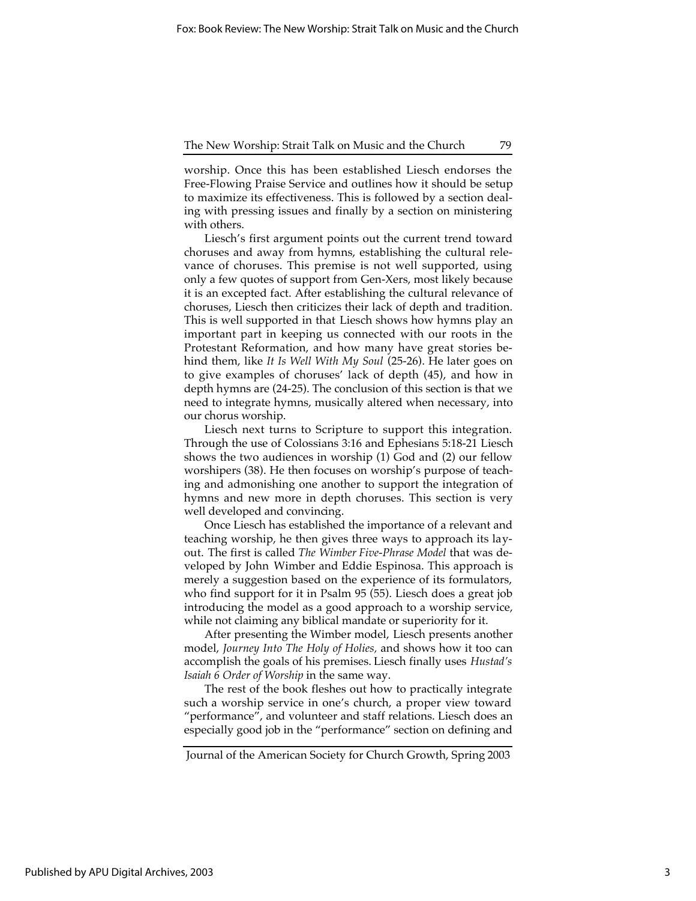worship. Once this has been established Liesch endorses the Free-Flowing Praise Service and outlines how it should be setup to maximize its effectiveness. This is followed by a section dealing with pressing issues and finally by a section on ministering with others.

Liesch's first argument points out the current trend toward choruses and away from hymns, establishing the cultural relevance of choruses. This premise is not well supported, using only a few quotes of support from Gen-Xers, most likely because it is an excepted fact. After establishing the cultural relevance of choruses, Liesch then criticizes their lack of depth and tradition. This is well supported in that Liesch shows how hymns play an important part in keeping us connected with our roots in the Protestant Reformation, and how many have great stories behind them, like *It Is Well With My Soul* (25-26). He later goes on to give examples of choruses' lack of depth (45), and how in depth hymns are (24-25). The conclusion of this section is that we need to integrate hymns, musically altered when necessary, into our chorus worship.

Liesch next turns to Scripture to support this integration. Through the use of Colossians 3:16 and Ephesians 5:18-21 Liesch shows the two audiences in worship (1) God and (2) our fellow worshipers (38). He then focuses on worship's purpose of teaching and admonishing one another to support the integration of hymns and new more in depth choruses. This section is very well developed and convincing.

Once Liesch has established the importance of a relevant and teaching worship, he then gives three ways to approach its layout. The first is called *The Wimber Five-Phrase Model* that was developed by John Wimber and Eddie Espinosa. This approach is merely a suggestion based on the experience of its formulators, who find support for it in Psalm 95 (55). Liesch does a great job introducing the model as a good approach to a worship service, while not claiming any biblical mandate or superiority for it.

After presenting the Wimber model, Liesch presents another model, *Journey Into The Holy of Holies,* and shows how it too can accomplish the goals of his premises. Liesch finally uses *Hustad's Isaiah 6 Order of Worship* in the same way.

The rest of the book fleshes out how to practically integrate such a worship service in one's church, a proper view toward "performance", and volunteer and staff relations. Liesch does an especially good job in the "performance" section on defining and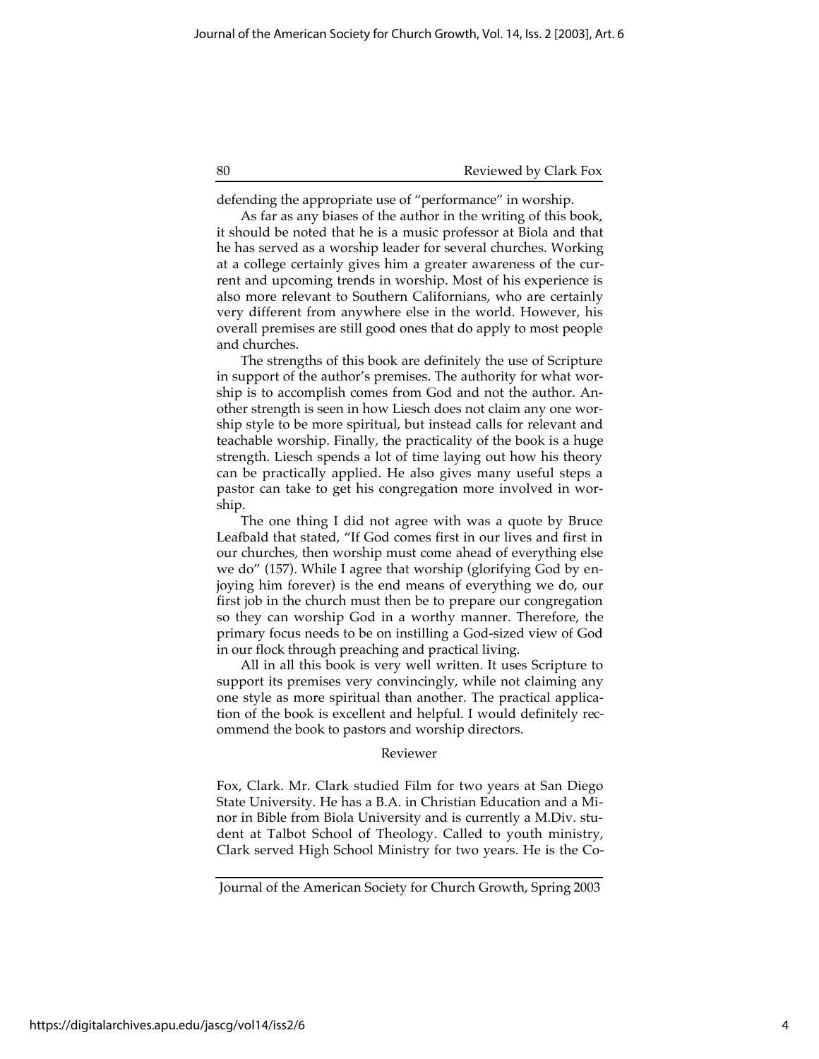defending the appropriate use of "performance" in worship.

As far as any biases of the author in the writing of this book, it should be noted that he is a music professor at Biola and that he has served as a worship leader for several churches. Working at a college certainly gives him a greater awareness of the current and upcoming trends in worship. Most of his experience is also more relevant to Southern Californians, who are certainly very different from anywhere else in the world. However, his overall premises are still good ones that do apply to most people and churches.

The strengths of this book are definitely the use of Scripture in support of the author's premises. The authority for what worship is to accomplish comes from God and not the author. Another strength is seen in how Liesch does not claim any one worship style to be more spiritual, but instead calls for relevant and teachable worship. Finally, the practicality of the book is a huge strength. Liesch spends a lot of time laying out how his theory can be practically applied. He also gives many useful steps a pastor can take to get his congregation more involved in worship.

The one thing I did not agree with was a quote by Bruce Leafbald that stated, "If God comes first in our lives and first in our churches, then worship must come ahead of everything else we do" (157). While I agree that worship (glorifying God by enjoying him forever) is the end means of everything we do, our first job in the church must then be to prepare our congregation so they can worship God in a worthy manner. Therefore, the primary focus needs to be on instilling a God-sized view of God in our flock through preaching and practical living.

All in all this book is very well written. It uses Scripture to support its premises very convincingly, while not claiming any one style as more spiritual than another. The practical application of the book is excellent and helpful. I would definitely recommend the book to pastors and worship directors.

Reviewer

Fox, Clark. Mr. Clark studied Film for two years at San Diego State University. He has a B.A. in Christian Education and a Minor in Bible from Biola University and is currently a M.Div. student at Talbot School of Theology. Called to youth ministry, Clark served High School Ministry for two years. He is the Co-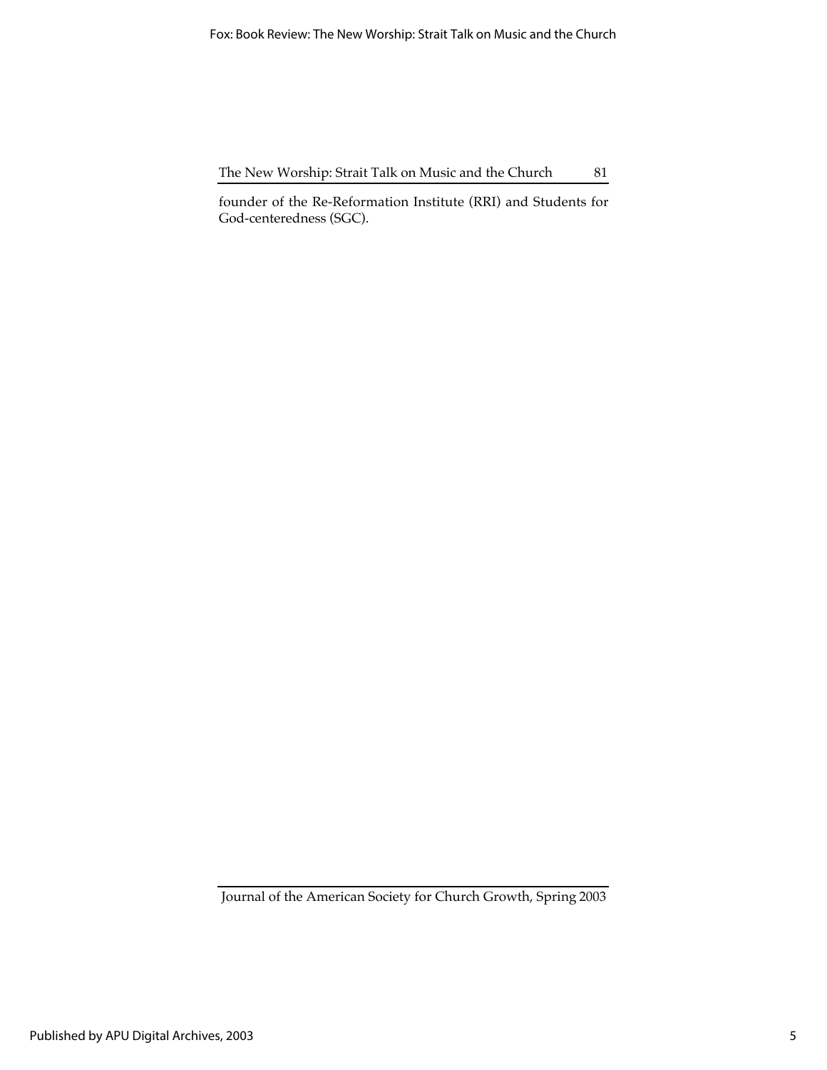founder of the Re-Reformation Institute (RRI) and Students for God-centeredness (SGC).